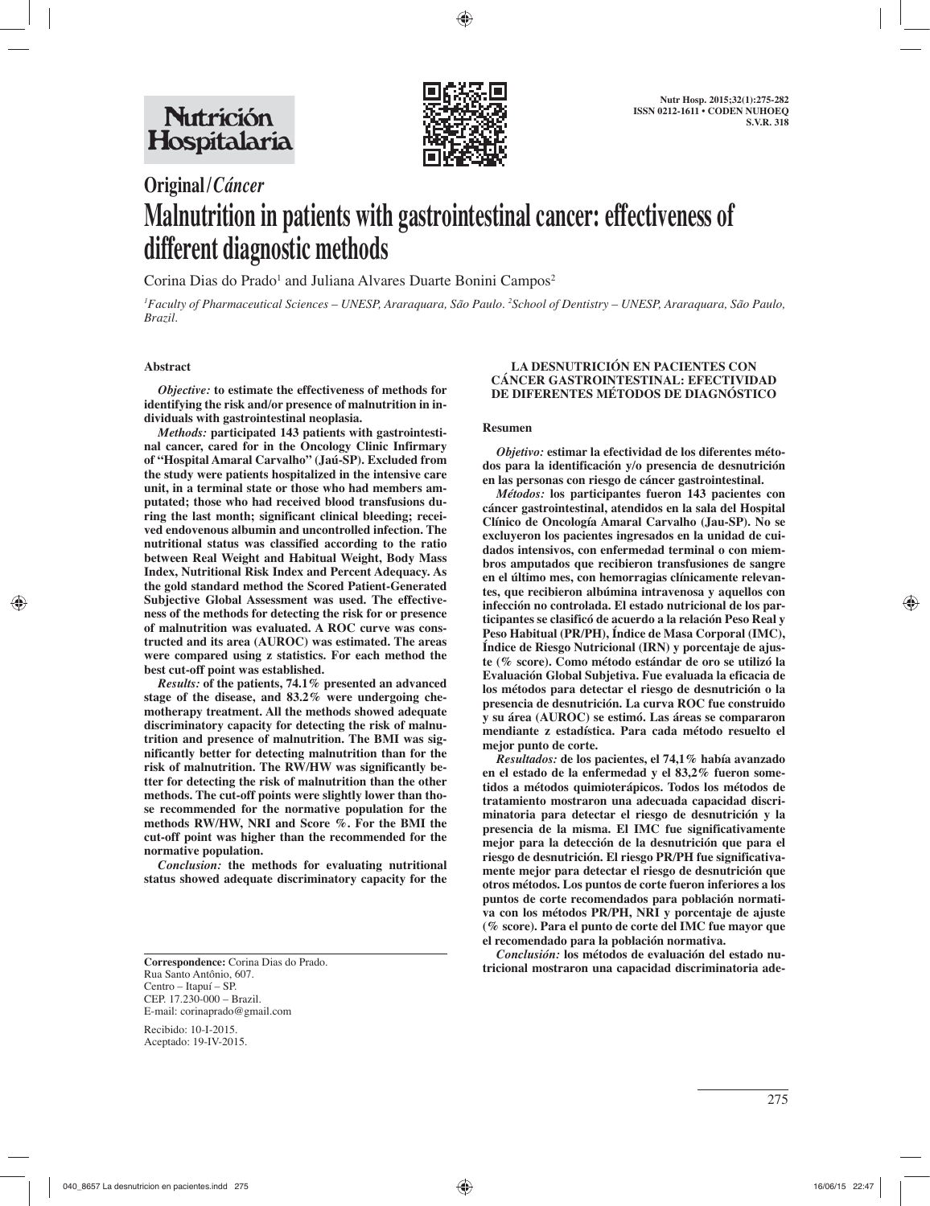# Original / *Cáncer*

# Malnutrition in patients with gastrointestinal cancer: effectiveness of different diagnostic methods

Corina Dias do Prado[1] and Juliana Alvares Duarte Bonini Campos[2]

[1]*Faculty of Pharmaceutical Sciences – UNESP, Araraquara, São Paulo.* [2]*School of Dentistry – UNESP, Araraquara, São Paulo, Brazil.*

## Abstract

***Objective:*** **to estimate the effectiveness of methods for identifying the risk and/or presence of malnutrition in individuals with gastrointestinal neoplasia.**

***Methods:*** **participated 143 patients with gastrointestinal cancer, cared for in the Oncology Clinic Infirmary of "Hospital Amaral Carvalho" (Jaú-SP). Excluded from the study were patients hospitalized in the intensive care unit, in a terminal state or those who had members amputated; those who had received blood transfusions during the last month; significant clinical bleeding; received endovenous albumin and uncontrolled infection. The nutritional status was classified according to the ratio between Real Weight and Habitual Weight, Body Mass Index, Nutritional Risk Index and Percent Adequacy. As the gold standard method the Scored Patient-Generated Subjective Global Assessment was used. The effectiveness of the methods for detecting the risk for or presence of malnutrition was evaluated. A ROC curve was constructed and its area (AUROC) was estimated. The areas were compared using z statistics. For each method the best cut-off point was established.**

***Results:*** **of the patients, 74.1% presented an advanced stage of the disease, and 83.2% were undergoing chemotherapy treatment. All the methods showed adequate discriminatory capacity for detecting the risk of malnutrition and presence of malnutrition. The BMI was significantly better for detecting malnutrition than for the risk of malnutrition. The RW/HW was significantly better for detecting the risk of malnutrition than the other methods. The cut-off points were slightly lower than those recommended for the normative population for the methods RW/HW, NRI and Score %. For the BMI the cut-off point was higher than the recommended for the normative population.**

***Conclusion:*** **the methods for evaluating nutritional status showed adequate discriminatory capacity for the**

**LA DESNUTRICIÓN EN PACIENTES CON CÁNCER GASTROINTESTINAL: EFECTIVIDAD DE DIFERENTES MÉTODOS DE DIAGNÓSTICO**

## Resumen

***Objetivo:*** **estimar la efectividad de los diferentes métodos para la identificación y/o presencia de desnutrición en las personas con riesgo de cáncer gastrointestinal.**

***Métodos:*** **los participantes fueron 143 pacientes con cáncer gastrointestinal, atendidos en la sala del Hospital Clínico de Oncología Amaral Carvalho (Jau-SP). No se excluyeron los pacientes ingresados en la unidad de cuidados intensivos, con enfermedad terminal o con miembros amputados que recibieron transfusiones de sangre en el último mes, con hemorragias clínicamente relevantes, que recibieron albúmina intravenosa y aquellos con infección no controlada. El estado nutricional de los participantes se clasificó de acuerdo a la relación Peso Real y Peso Habitual (PR/PH), Índice de Masa Corporal (IMC), Índice de Riesgo Nutricional (IRN) y porcentaje de ajuste (% score). Como método estándar de oro se utilizó la Evaluación Global Subjetiva. Fue evaluada la eficacia de los métodos para detectar el riesgo de desnutrición o la presencia de desnutrición. La curva ROC fue construido y su área (AUROC) se estimó. Las áreas se compararon mendiante z estadística. Para cada método resuelto el mejor punto de corte.**

***Resultados:*** **de los pacientes, el 74,1% había avanzado en el estado de la enfermedad y el 83,2% fueron sometidos a métodos quimioterápicos. Todos los métodos de tratamiento mostraron una adecuada capacidad discriminatoria para detectar el riesgo de desnutrición y la presencia de la misma. El IMC fue significativamente mejor para la detección de la desnutrición que para el riesgo de desnutrición. El riesgo PR/PH fue significativamente mejor para detectar el riesgo de desnutrición que otros métodos. Los puntos de corte fueron inferiores a los puntos de corte recomendados para población normativa con los métodos PR/PH, NRI y porcentaje de ajuste (% score). Para el punto de corte del IMC fue mayor que el recomendado para la población normativa.**

***Conclusión:*** **los métodos de evaluación del estado nutricional mostraron una capacidad discriminatoria ade-**

**Correspondence:** Corina Dias do Prado.
Rua Santo Antônio, 607.
Centro – Itapuí – SP.
CEP. 17.230-000 – Brazil.
E-mail: corinaprado@gmail.com

Recibido: 10-I-2015.
Aceptado: 19-IV-2015.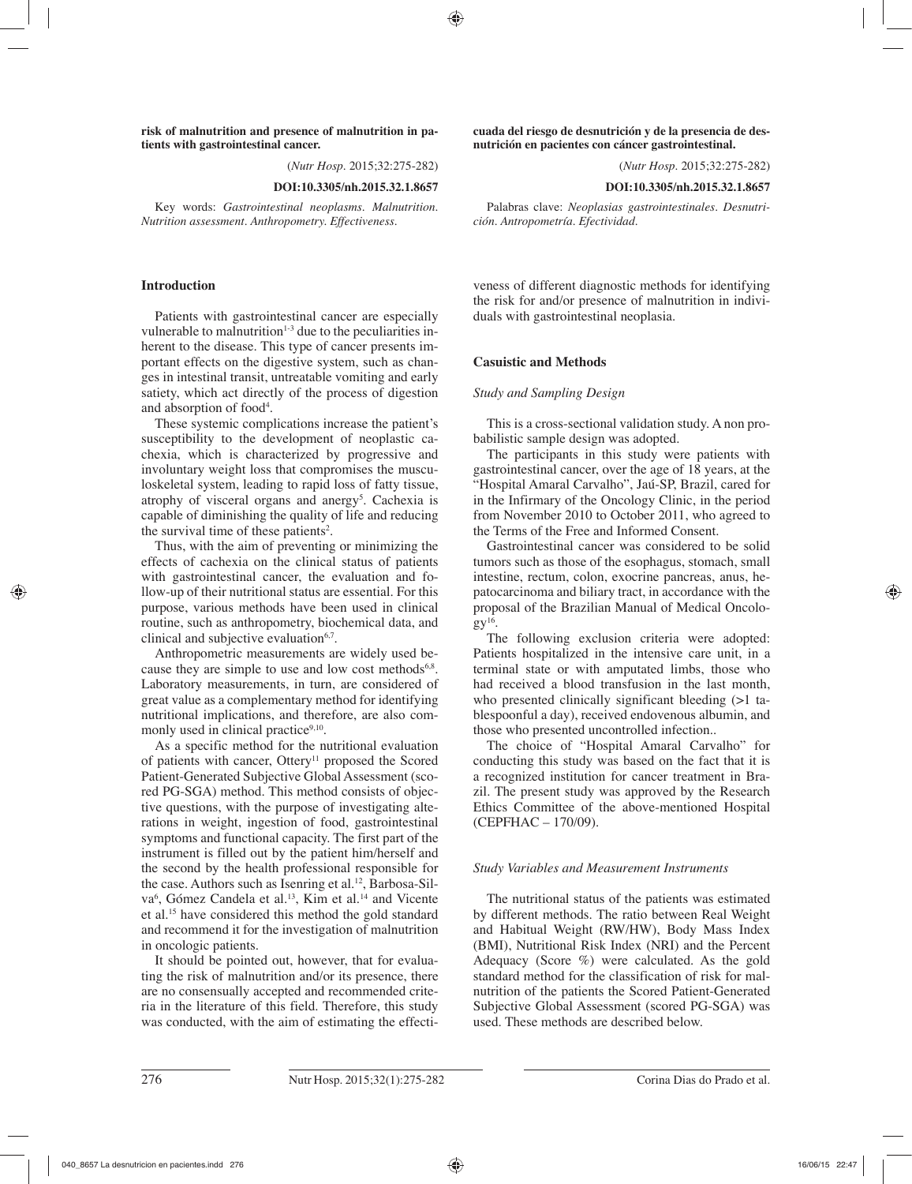**risk of malnutrition and presence of malnutrition in patients with gastrointestinal cancer.**

(*Nutr Hosp.* 2015;32:275-282)

**DOI:10.3305/nh.2015.32.1.8657**

Key words: *Gastrointestinal neoplasms. Malnutrition. Nutrition assessment. Anthropometry. Effectiveness.*

**cuada del riesgo de desnutrición y de la presencia de desnutrición en pacientes con cáncer gastrointestinal.**

(*Nutr Hosp.* 2015;32:275-282)

**DOI:10.3305/nh.2015.32.1.8657**

Palabras clave: *Neoplasias gastrointestinales. Desnutrición. Antropometría. Efectividad.*

## Introduction

Patients with gastrointestinal cancer are especially vulnerable to malnutrition[1-3] due to the peculiarities inherent to the disease. This type of cancer presents important effects on the digestive system, such as changes in intestinal transit, untreatable vomiting and early satiety, which act directly of the process of digestion and absorption of food[4].

These systemic complications increase the patient's susceptibility to the development of neoplastic cachexia, which is characterized by progressive and involuntary weight loss that compromises the musculoskeletal system, leading to rapid loss of fatty tissue, atrophy of visceral organs and anergy[5]. Cachexia is capable of diminishing the quality of life and reducing the survival time of these patients[2].

Thus, with the aim of preventing or minimizing the effects of cachexia on the clinical status of patients with gastrointestinal cancer, the evaluation and follow-up of their nutritional status are essential. For this purpose, various methods have been used in clinical routine, such as anthropometry, biochemical data, and clinical and subjective evaluation[6,7].

Anthropometric measurements are widely used because they are simple to use and low cost methods[6,8]. Laboratory measurements, in turn, are considered of great value as a complementary method for identifying nutritional implications, and therefore, are also commonly used in clinical practice[9,10].

As a specific method for the nutritional evaluation of patients with cancer, Ottery[11] proposed the Scored Patient-Generated Subjective Global Assessment (scored PG-SGA) method. This method consists of objective questions, with the purpose of investigating alterations in weight, ingestion of food, gastrointestinal symptoms and functional capacity. The first part of the instrument is filled out by the patient him/herself and the second by the health professional responsible for the case. Authors such as Isenring et al.[12], Barbosa-Silva[6], Gómez Candela et al.[13], Kim et al.[14] and Vicente et al.[15] have considered this method the gold standard and recommend it for the investigation of malnutrition in oncologic patients.

It should be pointed out, however, that for evaluating the risk of malnutrition and/or its presence, there are no consensually accepted and recommended criteria in the literature of this field. Therefore, this study was conducted, with the aim of estimating the effectiveness of different diagnostic methods for identifying the risk for and/or presence of malnutrition in individuals with gastrointestinal neoplasia.

## Casuistic and Methods

### *Study and Sampling Design*

This is a cross-sectional validation study. A non probabilistic sample design was adopted.

The participants in this study were patients with gastrointestinal cancer, over the age of 18 years, at the "Hospital Amaral Carvalho", Jaú-SP, Brazil, cared for in the Infirmary of the Oncology Clinic, in the period from November 2010 to October 2011, who agreed to the Terms of the Free and Informed Consent.

Gastrointestinal cancer was considered to be solid tumors such as those of the esophagus, stomach, small intestine, rectum, colon, exocrine pancreas, anus, hepatocarcinoma and biliary tract, in accordance with the proposal of the Brazilian Manual of Medical Oncology[16].

The following exclusion criteria were adopted: Patients hospitalized in the intensive care unit, in a terminal state or with amputated limbs, those who had received a blood transfusion in the last month, who presented clinically significant bleeding (>1 tablespoonful a day), received endovenous albumin, and those who presented uncontrolled infection..

The choice of "Hospital Amaral Carvalho" for conducting this study was based on the fact that it is a recognized institution for cancer treatment in Brazil. The present study was approved by the Research Ethics Committee of the above-mentioned Hospital (CEPFHAC – 170/09).

### *Study Variables and Measurement Instruments*

The nutritional status of the patients was estimated by different methods. The ratio between Real Weight and Habitual Weight (RW/HW), Body Mass Index (BMI), Nutritional Risk Index (NRI) and the Percent Adequacy (Score %) were calculated. As the gold standard method for the classification of risk for malnutrition of the patients the Scored Patient-Generated Subjective Global Assessment (scored PG-SGA) was used. These methods are described below.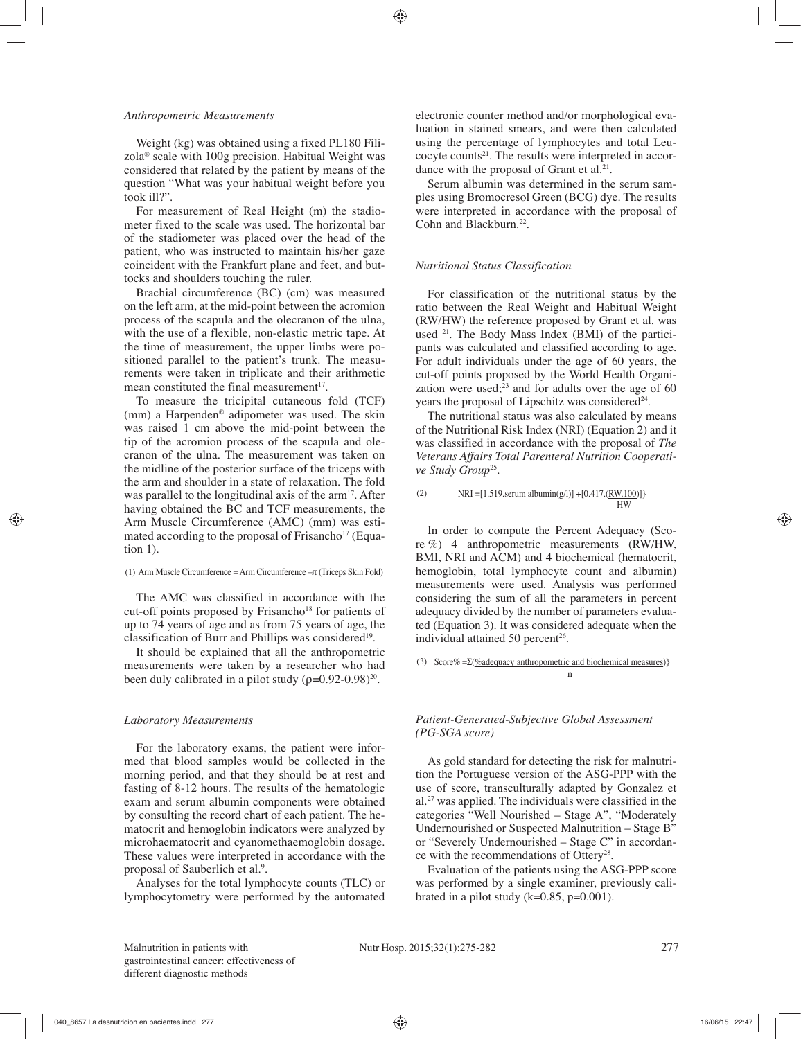### *Anthropometric Measurements*

Weight (kg) was obtained using a fixed PL180 Filizola® scale with 100g precision. Habitual Weight was considered that related by the patient by means of the question "What was your habitual weight before you took ill?".

For measurement of Real Height (m) the stadiometer fixed to the scale was used. The horizontal bar of the stadiometer was placed over the head of the patient, who was instructed to maintain his/her gaze coincident with the Frankfurt plane and feet, and buttocks and shoulders touching the ruler.

Brachial circumference (BC) (cm) was measured on the left arm, at the mid-point between the acromion process of the scapula and the olecranon of the ulna, with the use of a flexible, non-elastic metric tape. At the time of measurement, the upper limbs were positioned parallel to the patient's trunk. The measurements were taken in triplicate and their arithmetic mean constituted the final measurement[17].

To measure the tricipital cutaneous fold (TCF) (mm) a Harpenden® adipometer was used. The skin was raised 1 cm above the mid-point between the tip of the acromion process of the scapula and olecranon of the ulna. The measurement was taken on the midline of the posterior surface of the triceps with the arm and shoulder in a state of relaxation. The fold was parallel to the longitudinal axis of the arm[17]. After having obtained the BC and TCF measurements, the Arm Muscle Circumference (AMC) (mm) was estimated according to the proposal of Frisancho[17] (Equation 1).

(1) $$\text{Arm Muscle Circumference} = \text{Arm Circumference} - \pi\,(\text{Triceps Skin Fold})$$

The AMC was classified in accordance with the cut-off points proposed by Frisancho[18] for patients of up to 74 years of age and as from 75 years of age, the classification of Burr and Phillips was considered[19].

It should be explained that all the anthropometric measurements were taken by a researcher who had been duly calibrated in a pilot study ($\rho$=0.92-0.98)[20].

### *Laboratory Measurements*

For the laboratory exams, the patient were informed that blood samples would be collected in the morning period, and that they should be at rest and fasting of 8-12 hours. The results of the hematologic exam and serum albumin components were obtained by consulting the record chart of each patient. The hematocrit and hemoglobin indicators were analyzed by microhaematocrit and cyanomethaemoglobin dosage. These values were interpreted in accordance with the proposal of Sauberlich et al.[9].

Analyses for the total lymphocyte counts (TLC) or lymphocytometry were performed by the automated electronic counter method and/or morphological evaluation in stained smears, and were then calculated using the percentage of lymphocytes and total Leucocyte counts[21]. The results were interpreted in accordance with the proposal of Grant et al.[21].

Serum albumin was determined in the serum samples using Bromocresol Green (BCG) dye. The results were interpreted in accordance with the proposal of Cohn and Blackburn.[22].

### *Nutritional Status Classification*

For classification of the nutritional status by the ratio between the Real Weight and Habitual Weight (RW/HW) the reference proposed by Grant et al. was used [21]. The Body Mass Index (BMI) of the participants was calculated and classified according to age. For adult individuals under the age of 60 years, the cut-off points proposed by the World Health Organization were used;[23] and for adults over the age of 60 years the proposal of Lipschitz was considered[24].

The nutritional status was also calculated by means of the Nutritional Risk Index (NRI) (Equation 2) and it was classified in accordance with the proposal of *The Veterans Affairs Total Parenteral Nutrition Cooperative Study Group*[25].

(2) $$\text{NRI} = [1.519 \cdot \text{serum albumin(g/l)}] + [0.417 \cdot (\frac{\text{RW} \cdot 100}{\text{HW}})]\}$$

In order to compute the Percent Adequacy (Score %) 4 anthropometric measurements (RW/HW, BMI, NRI and ACM) and 4 biochemical (hematocrit, hemoglobin, total lymphocyte count and albumin) measurements were used. Analysis was performed considering the sum of all the parameters in percent adequacy divided by the number of parameters evaluated (Equation 3). It was considered adequate when the individual attained 50 percent[26].

(3) $$\text{Score\%} = \frac{\Sigma(\text{\%adequacy anthropometric and biochemical measures})\}}{n}$$

### *Patient-Generated-Subjective Global Assessment (PG-SGA score)*

As gold standard for detecting the risk for malnutrition the Portuguese version of the ASG-PPP with the use of score, transculturally adapted by Gonzalez et al.[27] was applied. The individuals were classified in the categories "Well Nourished – Stage A", "Moderately Undernourished or Suspected Malnutrition – Stage B" or "Severely Undernourished – Stage C" in accordance with the recommendations of Ottery[28].

Evaluation of the patients using the ASG-PPP score was performed by a single examiner, previously calibrated in a pilot study (k=0.85, p=0.001).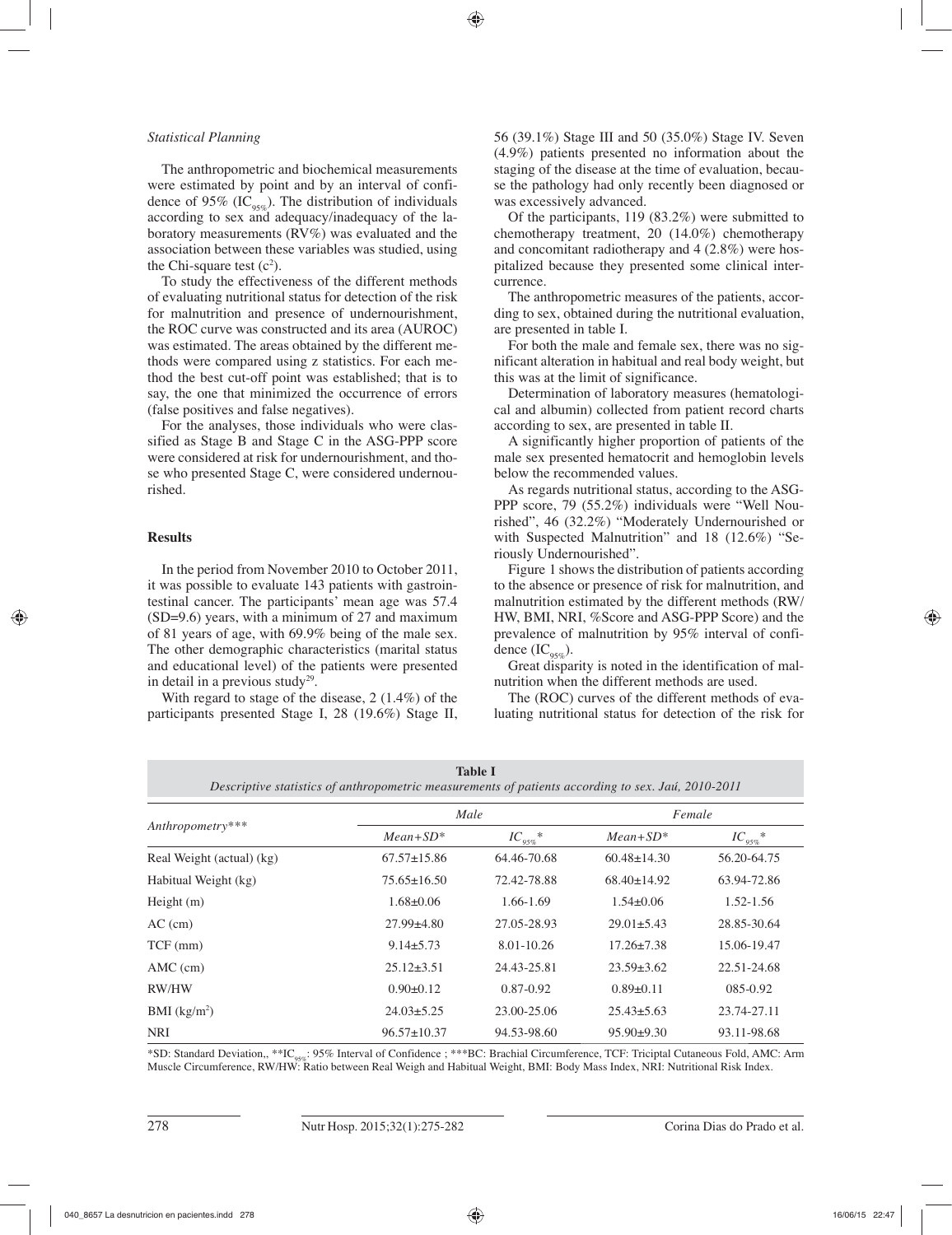*Statistical Planning*

The anthropometric and biochemical measurements were estimated by point and by an interval of confidence of 95% ($IC_{95\%}$). The distribution of individuals according to sex and adequacy/inadequacy of the laboratory measurements (RV%) was evaluated and the association between these variables was studied, using the Chi-square test ($c^2$).

To study the effectiveness of the different methods of evaluating nutritional status for detection of the risk for malnutrition and presence of undernourishment, the ROC curve was constructed and its area (AUROC) was estimated. The areas obtained by the different methods were compared using z statistics. For each method the best cut-off point was established; that is to say, the one that minimized the occurrence of errors (false positives and false negatives).

For the analyses, those individuals who were classified as Stage B and Stage C in the ASG-PPP score were considered at risk for undernourishment, and those who presented Stage C, were considered undernourished.

## Results

In the period from November 2010 to October 2011, it was possible to evaluate 143 patients with gastrointestinal cancer. The participants' mean age was 57.4 (SD=9.6) years, with a minimum of 27 and maximum of 81 years of age, with 69.9% being of the male sex. The other demographic characteristics (marital status and educational level) of the patients were presented in detail in a previous study[29].

With regard to stage of the disease, 2 (1.4%) of the participants presented Stage I, 28 (19.6%) Stage II, 56 (39.1%) Stage III and 50 (35.0%) Stage IV. Seven (4.9%) patients presented no information about the staging of the disease at the time of evaluation, because the pathology had only recently been diagnosed or was excessively advanced.

Of the participants, 119 (83.2%) were submitted to chemotherapy treatment, 20 (14.0%) chemotherapy and concomitant radiotherapy and 4 (2.8%) were hospitalized because they presented some clinical intercurrence.

The anthropometric measures of the patients, according to sex, obtained during the nutritional evaluation, are presented in table I.

For both the male and female sex, there was no significant alteration in habitual and real body weight, but this was at the limit of significance.

Determination of laboratory measures (hematological and albumin) collected from patient record charts according to sex, are presented in table II.

A significantly higher proportion of patients of the male sex presented hematocrit and hemoglobin levels below the recommended values.

As regards nutritional status, according to the ASG-PPP score, 79 (55.2%) individuals were "Well Nourished", 46 (32.2%) "Moderately Undernourished or with Suspected Malnutrition" and 18 (12.6%) "Seriously Undernourished".

Figure 1 shows the distribution of patients according to the absence or presence of risk for malnutrition, and malnutrition estimated by the different methods (RW/HW, BMI, NRI, %Score and ASG-PPP Score) and the prevalence of malnutrition by 95% interval of confidence ($IC_{95\%}$).

Great disparity is noted in the identification of malnutrition when the different methods are used.

The (ROC) curves of the different methods of evaluating nutritional status for detection of the risk for

**Table I**
*Descriptive statistics of anthropometric measurements of patients according to sex. Jaú, 2010-2011*

| *Anthropometry\*\*\** | *Male* | | *Female* | |
|---|---|---|---|---|
| | *Mean+SD\** | $IC_{95\%}$\* | *Mean+SD\** | $IC_{95\%}$\* |
| Real Weight (actual) (kg) | 67.57±15.86 | 64.46-70.68 | 60.48±14.30 | 56.20-64.75 |
| Habitual Weight (kg) | 75.65±16.50 | 72.42-78.88 | 68.40±14.92 | 63.94-72.86 |
| Height (m) | 1.68±0.06 | 1.66-1.69 | 1.54±0.06 | 1.52-1.56 |
| AC (cm) | 27.99±4.80 | 27.05-28.93 | 29.01±5.43 | 28.85-30.64 |
| TCF (mm) | 9.14±5.73 | 8.01-10.26 | 17.26±7.38 | 15.06-19.47 |
| AMC (cm) | 25.12±3.51 | 24.43-25.81 | 23.59±3.62 | 22.51-24.68 |
| RW/HW | 0.90±0.12 | 0.87-0.92 | 0.89±0.11 | 085-0.92 |
| BMI ($kg/m^2$) | 24.03±5.25 | 23.00-25.06 | 25.43±5.63 | 23.74-27.11 |
| NRI | 96.57±10.37 | 94.53-98.60 | 95.90±9.30 | 93.11-98.68 |

\*SD: Standard Deviation,, \*\*$IC_{95\%}$: 95% Interval of Confidence ; \*\*\*BC: Brachial Circumference, TCF: Triciptal Cutaneous Fold, AMC: Arm Muscle Circumference, RW/HW: Ratio between Real Weigh and Habitual Weight, BMI: Body Mass Index, NRI: Nutritional Risk Index.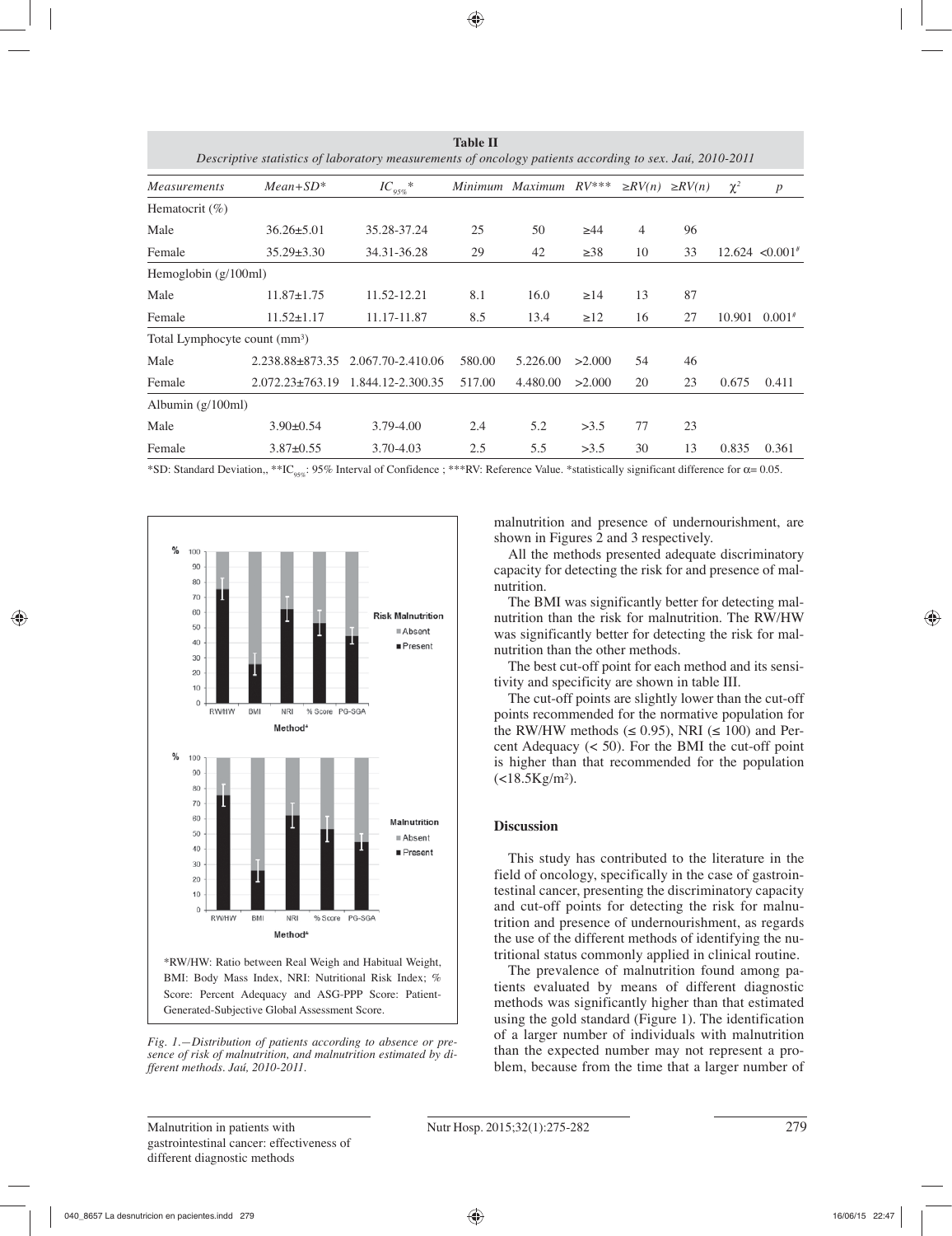**Table II**
*Descriptive statistics of laboratory measurements of oncology patients according to sex. Jaú, 2010-2011*

| *Measurements* | *Mean+SD** | $IC_{95\%}$* | *Minimum* | *Maximum* | *RV**** | *≥RV(n)* | *≥RV(n)* | $\chi^2$ | *p* |
|---|---|---|---|---|---|---|---|---|---|
| Hematocrit (%) | | | | | | | | | |
| Male | 36.26±5.01 | 35.28-37.24 | 25 | 50 | ≥44 | 4 | 96 | | |
| Female | 35.29±3.30 | 34.31-36.28 | 29 | 42 | ≥38 | 10 | 33 | 12.624 | <0.001[#] |
| Hemoglobin (g/100ml) | | | | | | | | | |
| Male | 11.87±1.75 | 11.52-12.21 | 8.1 | 16.0 | ≥14 | 13 | 87 | | |
| Female | 11.52±1.17 | 11.17-11.87 | 8.5 | 13.4 | ≥12 | 16 | 27 | 10.901 | 0.001[#] |
| Total Lymphocyte count (mm³) | | | | | | | | | |
| Male | 2.238.88±873.35 | 2.067.70-2.410.06 | 580.00 | 5.226.00 | >2.000 | 54 | 46 | | |
| Female | 2.072.23±763.19 | 1.844.12-2.300.35 | 517.00 | 4.480.00 | >2.000 | 20 | 23 | 0.675 | 0.411 |
| Albumin (g/100ml) | | | | | | | | | |
| Male | 3.90±0.54 | 3.79-4.00 | 2.4 | 5.2 | >3.5 | 77 | 23 | | |
| Female | 3.87±0.55 | 3.70-4.03 | 2.5 | 5.5 | >3.5 | 30 | 13 | 0.835 | 0.361 |

*SD: Standard Deviation,, **$IC_{95\%}$: 95% Interval of Confidence ; ***RV: Reference Value. *statistically significant difference for $\alpha$= 0.05.

*RW/HW: Ratio between Real Weigh and Habitual Weight, BMI: Body Mass Index, NRI: Nutritional Risk Index; % Score: Percent Adequacy and ASG-PPP Score: Patient-Generated-Subjective Global Assessment Score.

*Fig. 1.—Distribution of patients according to absence or presence of risk of malnutrition, and malnutrition estimated by different methods. Jaú, 2010-2011.*

malnutrition and presence of undernourishment, are shown in Figures 2 and 3 respectively.

All the methods presented adequate discriminatory capacity for detecting the risk for and presence of malnutrition.

The BMI was significantly better for detecting malnutrition than the risk for malnutrition. The RW/HW was significantly better for detecting the risk for malnutrition than the other methods.

The best cut-off point for each method and its sensitivity and specificity are shown in table III.

The cut-off points are slightly lower than the cut-off points recommended for the normative population for the RW/HW methods (≤ 0.95), NRI (≤ 100) and Percent Adequacy (< 50). For the BMI the cut-off point is higher than that recommended for the population (<18.5Kg/m²).

## Discussion

This study has contributed to the literature in the field of oncology, specifically in the case of gastrointestinal cancer, presenting the discriminatory capacity and cut-off points for detecting the risk for malnutrition and presence of undernourishment, as regards the use of the different methods of identifying the nutritional status commonly applied in clinical routine.

The prevalence of malnutrition found among patients evaluated by means of different diagnostic methods was significantly higher than that estimated using the gold standard (Figure 1). The identification of a larger number of individuals with malnutrition than the expected number may not represent a problem, because from the time that a larger number of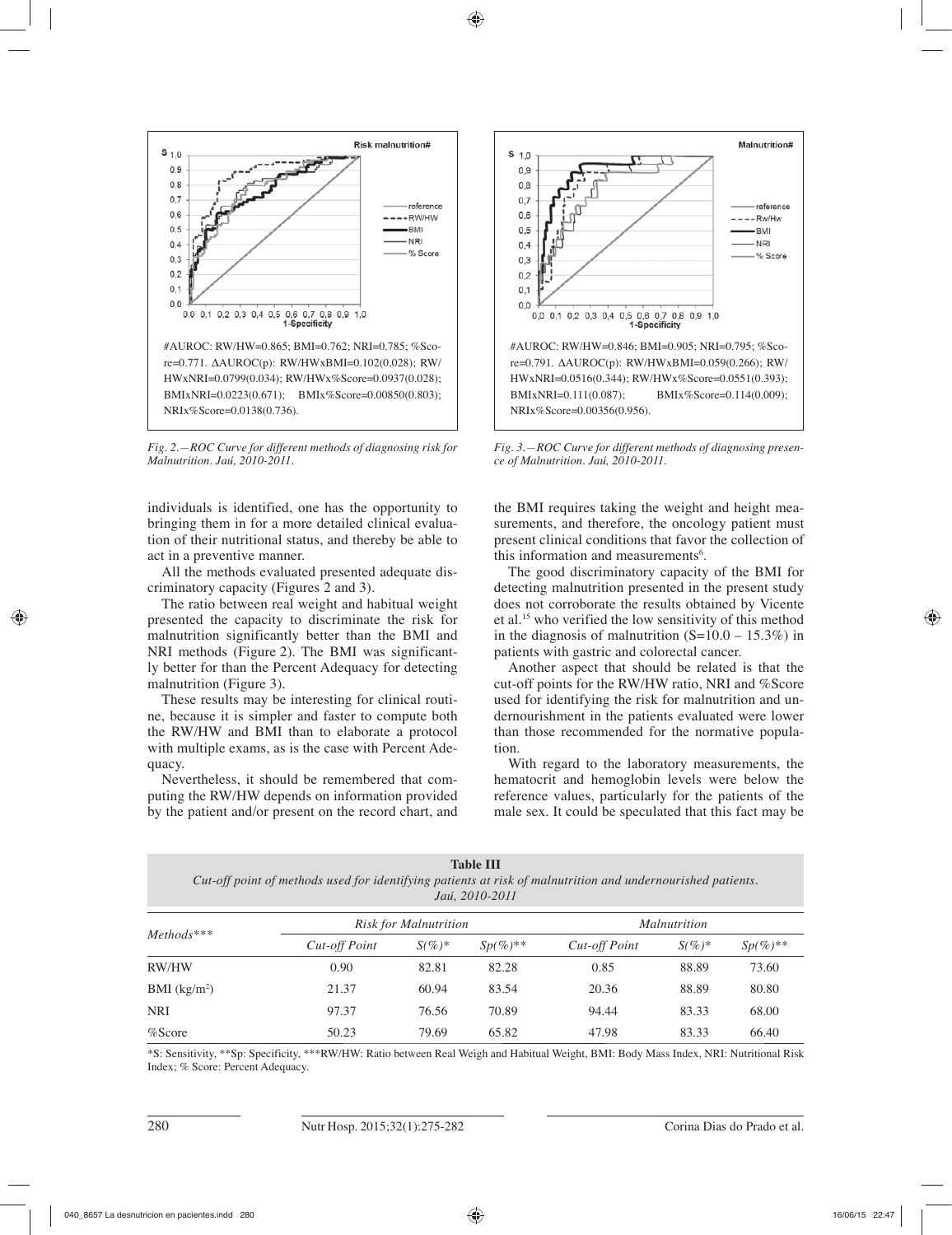#AUROC: RW/HW=0.865; BMI=0.762; NRI=0.785; %Score=0.771. ΔAUROC(p): RW/HWxBMI=0.102(0,028); RW/HWxNRI=0.0799(0.034); RW/HWx%Score=0.0937(0.028); BMIxNRI=0.0223(0.671); BMIx%Score=0.00850(0.803); NRIx%Score=0.0138(0.736).

*Fig. 2.—ROC Curve for different methods of diagnosing risk for Malnutrition. Jaú, 2010-2011.*

#AUROC: RW/HW=0.846; BMI=0.905; NRI=0.795; %Score=0.791. ΔAUROC(p): RW/HWxBMI=0.059(0.266); RW/HWxNRI=0.0516(0.344); RW/HWx%Score=0.0551(0.393); BMIxNRI=0.111(0.087); BMIx%Score=0.114(0.009); NRIx%Score=0.00356(0.956).

*Fig. 3.—ROC Curve for different methods of diagnosing presence of Malnutrition. Jaú, 2010-2011.*

individuals is identified, one has the opportunity to bringing them in for a more detailed clinical evaluation of their nutritional status, and thereby be able to act in a preventive manner.

All the methods evaluated presented adequate discriminatory capacity (Figures 2 and 3).

The ratio between real weight and habitual weight presented the capacity to discriminate the risk for malnutrition significantly better than the BMI and NRI methods (Figure 2). The BMI was significantly better for than the Percent Adequacy for detecting malnutrition (Figure 3).

These results may be interesting for clinical routine, because it is simpler and faster to compute both the RW/HW and BMI than to elaborate a protocol with multiple exams, as is the case with Percent Adequacy.

Nevertheless, it should be remembered that computing the RW/HW depends on information provided by the patient and/or present on the record chart, and the BMI requires taking the weight and height measurements, and therefore, the oncology patient must present clinical conditions that favor the collection of this information and measurements[6].

The good discriminatory capacity of the BMI for detecting malnutrition presented in the present study does not corroborate the results obtained by Vicente et al.[15] who verified the low sensitivity of this method in the diagnosis of malnutrition (S=10.0 – 15.3%) in patients with gastric and colorectal cancer.

Another aspect that should be related is that the cut-off points for the RW/HW ratio, NRI and %Score used for identifying the risk for malnutrition and undernourishment in the patients evaluated were lower than those recommended for the normative population.

With regard to the laboratory measurements, the hematocrit and hemoglobin levels were below the reference values, particularly for the patients of the male sex. It could be speculated that this fact may be

**Table III**
*Cut-off point of methods used for identifying patients at risk of malnutrition and undernourished patients. Jaú, 2010-2011*

| *Methods**** | *Risk for Malnutrition* | | | *Malnutrition* | | |
|---|---|---|---|---|---|---|
| | *Cut-off Point* | *S(%)** | *Sp(%)*** | *Cut-off Point* | *S(%)** | *Sp(%)*** |
| RW/HW | 0.90 | 82.81 | 82.28 | 0.85 | 88.89 | 73.60 |
| BMI ($kg/m^2$) | 21.37 | 60.94 | 83.54 | 20.36 | 88.89 | 80.80 |
| NRI | 97.37 | 76.56 | 70.89 | 94.44 | 83.33 | 68.00 |
| %Score | 50.23 | 79.69 | 65.82 | 47.98 | 83.33 | 66.40 |

*S: Sensitivity, **Sp: Specificity, ***RW/HW: Ratio between Real Weigh and Habitual Weight, BMI: Body Mass Index, NRI: Nutritional Risk Index; % Score: Percent Adequacy.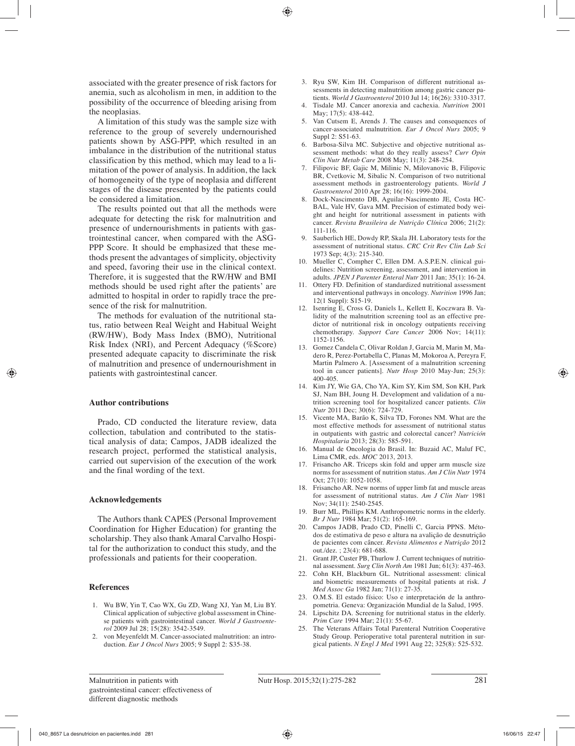associated with the greater presence of risk factors for anemia, such as alcoholism in men, in addition to the possibility of the occurrence of bleeding arising from the neoplasias.

A limitation of this study was the sample size with reference to the group of severely undernourished patients shown by ASG-PPP, which resulted in an imbalance in the distribution of the nutritional status classification by this method, which may lead to a limitation of the power of analysis. In addition, the lack of homogeneity of the type of neoplasia and different stages of the disease presented by the patients could be considered a limitation.

The results pointed out that all the methods were adequate for detecting the risk for malnutrition and presence of undernourishments in patients with gastrointestinal cancer, when compared with the ASG-PPP Score. It should be emphasized that these methods present the advantages of simplicity, objectivity and speed, favoring their use in the clinical context. Therefore, it is suggested that the RW/HW and BMI methods should be used right after the patients' are admitted to hospital in order to rapidly trace the presence of the risk for malnutrition.

The methods for evaluation of the nutritional status, ratio between Real Weight and Habitual Weight (RW/HW), Body Mass Index (BMO), Nutritional Risk Index (NRI), and Percent Adequacy (%Score) presented adequate capacity to discriminate the risk of malnutrition and presence of undernourishment in patients with gastrointestinal cancer.

### Author contributions

Prado, CD conducted the literature review, data collection, tabulation and contributed to the statistical analysis of data; Campos, JADB idealized the research project, performed the statistical analysis, carried out supervision of the execution of the work and the final wording of the text.

### Acknowledgements

The Authors thank CAPES (Personal Improvement Coordination for Higher Education) for granting the scholarship. They also thank Amaral Carvalho Hospital for the authorization to conduct this study, and the professionals and patients for their cooperation.

### References

1. Wu BW, Yin T, Cao WX, Gu ZD, Wang XJ, Yan M, Liu BY. Clinical application of subjective global assessment in Chinese patients with gastrointestinal cancer. *World J Gastroenterol* 2009 Jul 28; 15(28): 3542-3549.
2. von Meyenfeldt M. Cancer-associated malnutrition: an introduction. *Eur J Oncol Nurs* 2005; 9 Suppl 2: S35-38.
3. Ryu SW, Kim IH. Comparison of different nutritional assessments in detecting malnutrition among gastric cancer patients. *World J Gastroenterol* 2010 Jul 14; 16(26): 3310-3317.
4. Tisdale MJ. Cancer anorexia and cachexia. *Nutrition* 2001 May; 17(5): 438-442.
5. Van Cutsem E, Arends J. The causes and consequences of cancer-associated malnutrition. *Eur J Oncol Nurs* 2005; 9 Suppl 2: S51-63.
6. Barbosa-Silva MC. Subjective and objective nutritional assessment methods: what do they really assess? *Curr Opin Clin Nutr Metab Care* 2008 May; 11(3): 248-254.
7. Filipovic BF, Gajic M, Milinic N, Milovanovic B, Filipovic BR, Cvetkovic M, Sibalic N. Comparison of two nutritional assessment methods in gastroenterology patients. *World J Gastroenterol* 2010 Apr 28; 16(16): 1999-2004.
8. Dock-Nascimento DB, Aguilar-Nascimento JE, Costa HC-BAL, Vale HV, Gava MM. Precision of estimated body weight and height for nutritional assessment in patients with cancer. *Revista Brasileira de Nutrição Clínica* 2006; 21(2): 111-116.
9. Sauberlich HE, Dowdy RP, Skala JH. Laboratory tests for the assessment of nutritional status. *CRC Crit Rev Clin Lab Sci* 1973 Sep; 4(3): 215-340.
10. Mueller C, Compher C, Ellen DM. A.S.P.E.N. clinical guidelines: Nutrition screening, assessment, and intervention in adults. *JPEN J Parenter Enteral Nutr* 2011 Jan; 35(1): 16-24.
11. Ottery FD. Definition of standardized nutritional assessment and interventional pathways in oncology. *Nutrition* 1996 Jan; 12(1 Suppl): S15-19.
12. Isenring E, Cross G, Daniels L, Kellett E, Koczwara B. Validity of the malnutrition screening tool as an effective predictor of nutritional risk in oncology outpatients receiving chemotherapy. *Support Care Cancer* 2006 Nov; 14(11): 1152-1156.
13. Gomez Candela C, Olivar Roldan J, Garcia M, Marin M, Madero R, Perez-Portabella C, Planas M, Mokoroa A, Pereyra F, Martin Palmero A. [Assessment of a malnutrition screening tool in cancer patients]. *Nutr Hosp* 2010 May-Jun; 25(3): 400-405.
14. Kim JY, Wie GA, Cho YA, Kim SY, Kim SM, Son KH, Park SJ, Nam BH, Joung H. Development and validation of a nutrition screening tool for hospitalized cancer patients. *Clin Nutr* 2011 Dec; 30(6): 724-729.
15. Vicente MA, Barão K, Silva TD, Forones NM. What are the most effective methods for assessment of nutritional status in outpatients with gastric and colorectal cancer? *Nutrición Hospitalaria* 2013; 28(3): 585-591.
16. Manual de Oncologia do Brasil. In: Buzaid AC, Maluf FC, Lima CMR, eds. *MOC* 2013, 2013.
17. Frisancho AR. Triceps skin fold and upper arm muscle size norms for assessment of nutrition status. *Am J Clin Nutr* 1974 Oct; 27(10): 1052-1058.
18. Frisancho AR. New norms of upper limb fat and muscle areas for assessment of nutritional status. *Am J Clin Nutr* 1981 Nov; 34(11): 2540-2545.
19. Burr ML, Phillips KM. Anthropometric norms in the elderly. *Br J Nutr* 1984 Mar; 51(2): 165-169.
20. Campos JADB, Prado CD, Pinelli C, Garcia PPNS. Métodos de estimativa de peso e altura na avaliação de desnutrição de pacientes com câncer. *Revista Alimentos e Nutrição* 2012 out./dez. ; 23(4): 681-688.
21. Grant JP, Custer PB, Thurlow J. Current techniques of nutritional assessment. *Surg Clin North Am* 1981 Jun; 61(3): 437-463.
22. Cohn KH, Blackburn GL. Nutritional assessment: clinical and biometric measurements of hospital patients at risk. *J Med Assoc Ga* 1982 Jan; 71(1): 27-35.
23. O.M.S. El estado físico: Uso e interpretación de la anthropometria. Geneva: Organización Mundial de la Salud, 1995.
24. Lipschitz DA. Screening for nutritional status in the elderly. *Prim Care* 1994 Mar; 21(1): 55-67.
25. The Veterans Affairs Total Parenteral Nutrition Cooperative Study Group. Perioperative total parenteral nutrition in surgical patients. *N Engl J Med* 1991 Aug 22; 325(8): 525-532.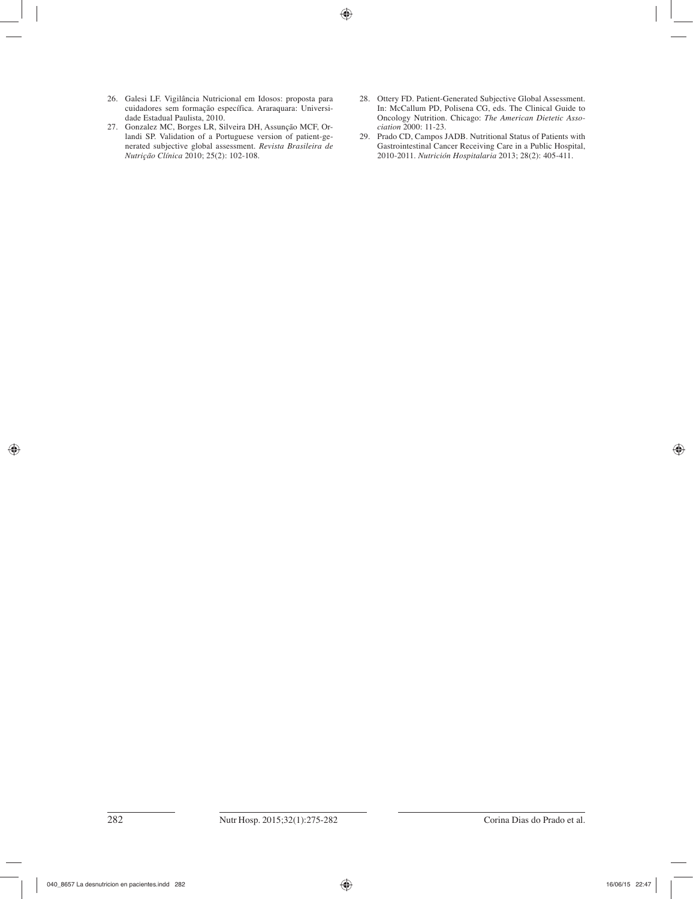26. Galesi LF. Vigilância Nutricional em Idosos: proposta para cuidadores sem formação específica. Araraquara: Universidade Estadual Paulista, 2010.
27. Gonzalez MC, Borges LR, Silveira DH, Assunção MCF, Orlandi SP. Validation of a Portuguese version of patient-generated subjective global assessment. *Revista Brasileira de Nutrição Clínica* 2010; 25(2): 102-108.
28. Ottery FD. Patient-Generated Subjective Global Assessment. In: McCallum PD, Polisena CG, eds. The Clinical Guide to Oncology Nutrition. Chicago: *The American Dietetic Association* 2000: 11-23.
29. Prado CD, Campos JADB. Nutritional Status of Patients with Gastrointestinal Cancer Receiving Care in a Public Hospital, 2010-2011. *Nutrición Hospitalaria* 2013; 28(2): 405-411.